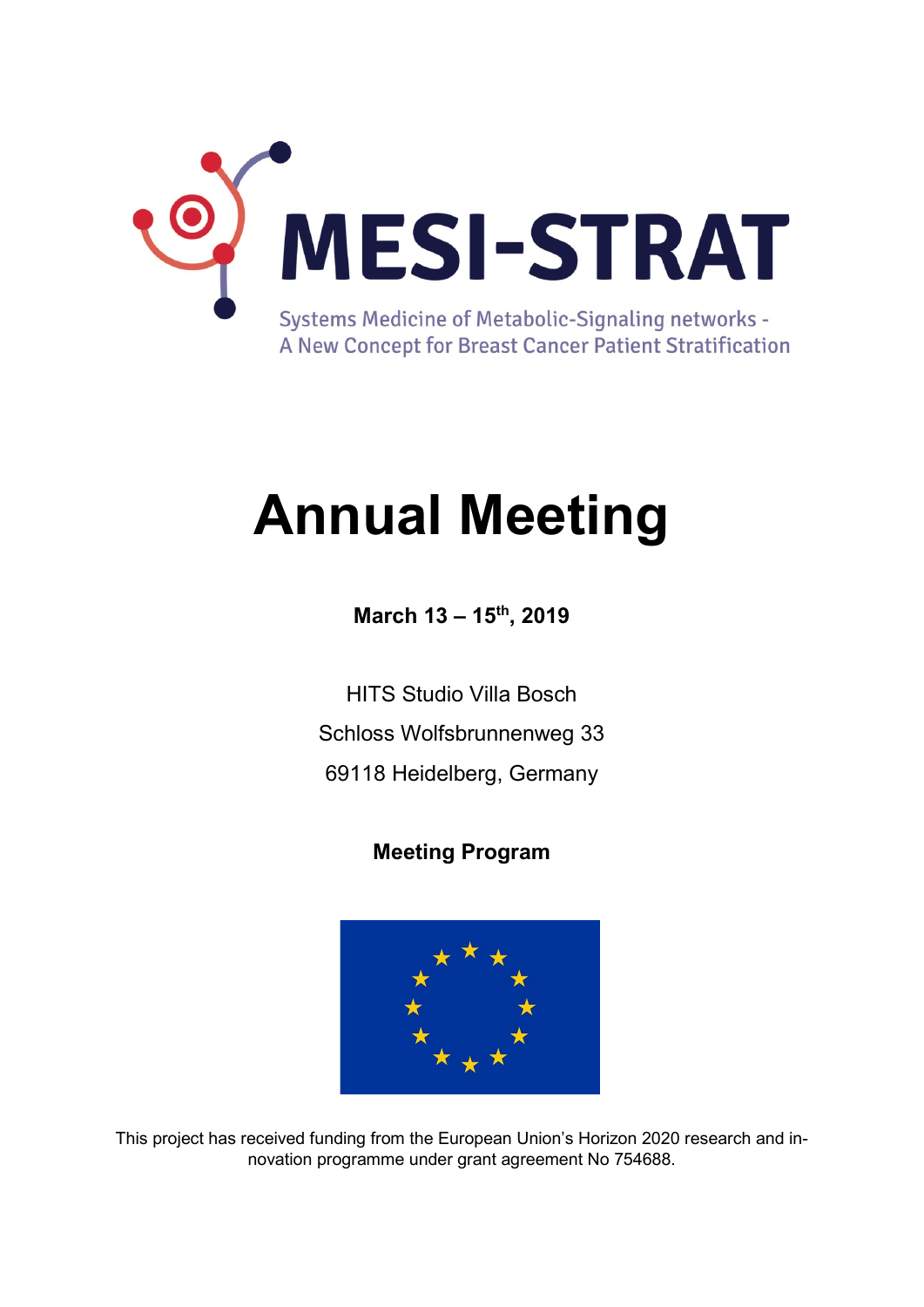# MESI-STRAT

Systems Medicine of Metabolic-Signaling networks -
A New Concept for Breast Cancer Patient Stratification

# Annual Meeting

**March 13 – 15th, 2019**

HITS Studio Villa Bosch

Schloss Wolfsbrunnenweg 33

69118 Heidelberg, Germany

**Meeting Program**

This project has received funding from the European Union's Horizon 2020 research and innovation programme under grant agreement No 754688.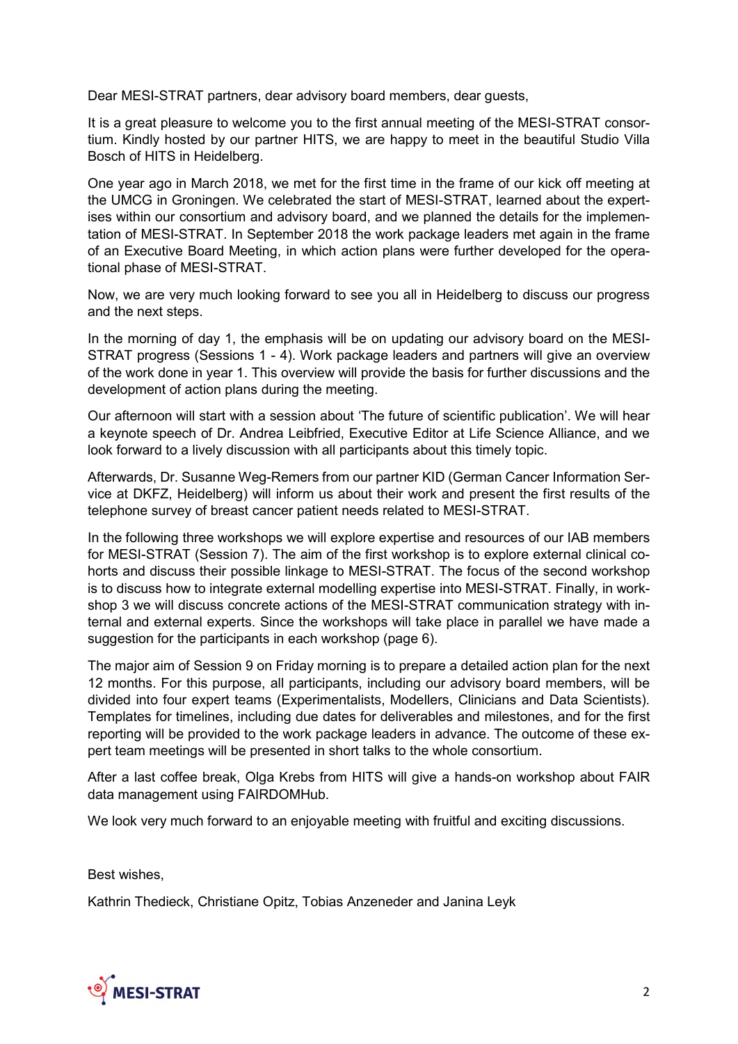Dear MESI-STRAT partners, dear advisory board members, dear guests,

It is a great pleasure to welcome you to the first annual meeting of the MESI-STRAT consortium. Kindly hosted by our partner HITS, we are happy to meet in the beautiful Studio Villa Bosch of HITS in Heidelberg.

One year ago in March 2018, we met for the first time in the frame of our kick off meeting at the UMCG in Groningen. We celebrated the start of MESI-STRAT, learned about the expertises within our consortium and advisory board, and we planned the details for the implementation of MESI-STRAT. In September 2018 the work package leaders met again in the frame of an Executive Board Meeting, in which action plans were further developed for the operational phase of MESI-STRAT.

Now, we are very much looking forward to see you all in Heidelberg to discuss our progress and the next steps.

In the morning of day 1, the emphasis will be on updating our advisory board on the MESI-STRAT progress (Sessions 1 - 4). Work package leaders and partners will give an overview of the work done in year 1. This overview will provide the basis for further discussions and the development of action plans during the meeting.

Our afternoon will start with a session about 'The future of scientific publication'. We will hear a keynote speech of Dr. Andrea Leibfried, Executive Editor at Life Science Alliance, and we look forward to a lively discussion with all participants about this timely topic.

Afterwards, Dr. Susanne Weg-Remers from our partner KID (German Cancer Information Service at DKFZ, Heidelberg) will inform us about their work and present the first results of the telephone survey of breast cancer patient needs related to MESI-STRAT.

In the following three workshops we will explore expertise and resources of our IAB members for MESI-STRAT (Session 7). The aim of the first workshop is to explore external clinical cohorts and discuss their possible linkage to MESI-STRAT. The focus of the second workshop is to discuss how to integrate external modelling expertise into MESI-STRAT. Finally, in workshop 3 we will discuss concrete actions of the MESI-STRAT communication strategy with internal and external experts. Since the workshops will take place in parallel we have made a suggestion for the participants in each workshop (page 6).

The major aim of Session 9 on Friday morning is to prepare a detailed action plan for the next 12 months. For this purpose, all participants, including our advisory board members, will be divided into four expert teams (Experimentalists, Modellers, Clinicians and Data Scientists). Templates for timelines, including due dates for deliverables and milestones, and for the first reporting will be provided to the work package leaders in advance. The outcome of these expert team meetings will be presented in short talks to the whole consortium.

After a last coffee break, Olga Krebs from HITS will give a hands-on workshop about FAIR data management using FAIRDOMHub.

We look very much forward to an enjoyable meeting with fruitful and exciting discussions.

Best wishes,

Kathrin Thedieck, Christiane Opitz, Tobias Anzeneder and Janina Leyk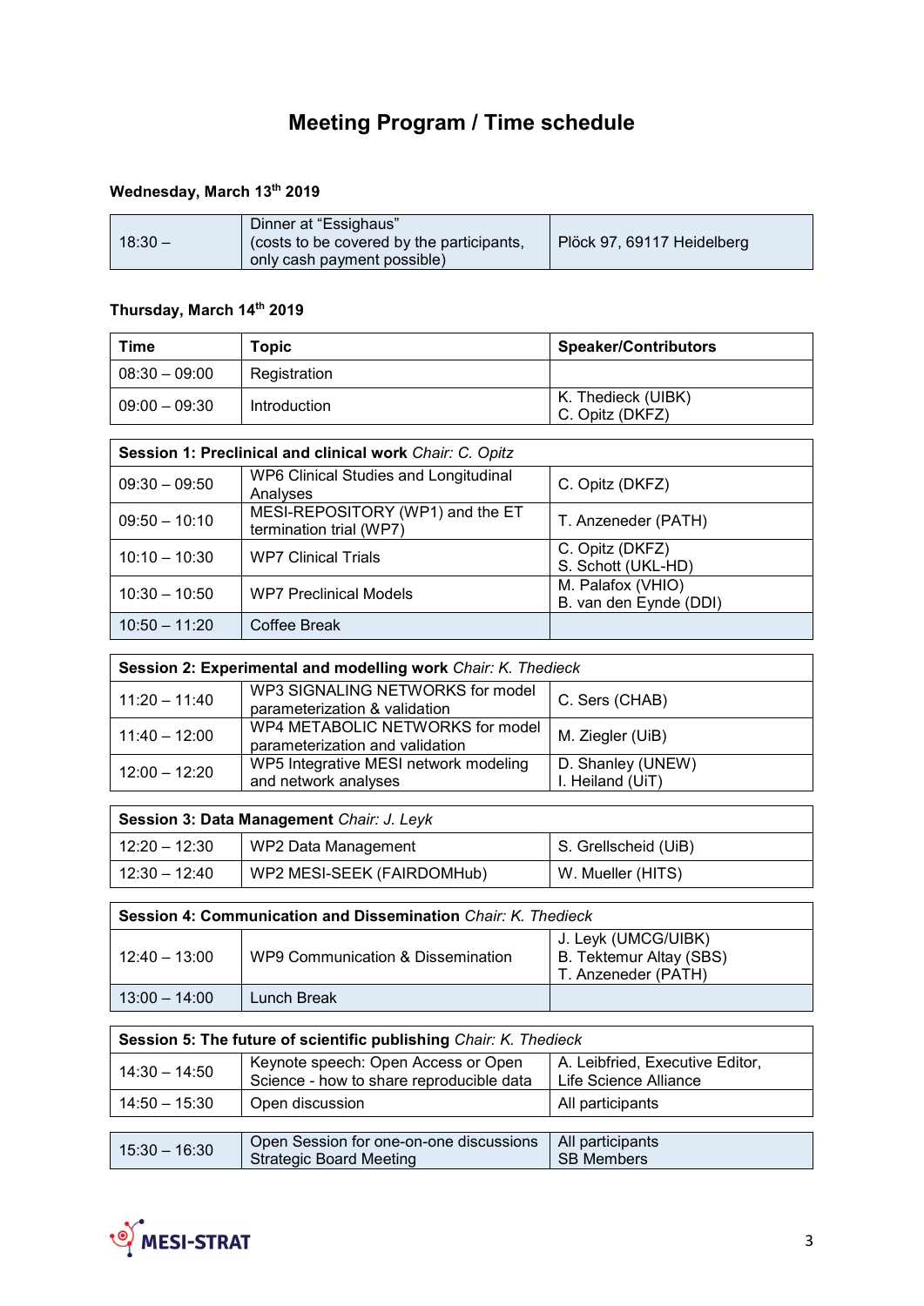# Meeting Program / Time schedule

**Wednesday, March 13th 2019**

| | | |
|---|---|---|
| 18:30 – | Dinner at "Essighaus" (costs to be covered by the participants, only cash payment possible) | Plöck 97, 69117 Heidelberg |

**Thursday, March 14th 2019**

| Time | Topic | Speaker/Contributors |
|---|---|---|
| 08:30 – 09:00 | Registration | |
| 09:00 – 09:30 | Introduction | K. Thedieck (UIBK)<br>C. Opitz (DKFZ) |

| **Session 1: Preclinical and clinical work** *Chair: C. Opitz* | | |
|---|---|---|
| 09:30 – 09:50 | WP6 Clinical Studies and Longitudinal Analyses | C. Opitz (DKFZ) |
| 09:50 – 10:10 | MESI-REPOSITORY (WP1) and the ET termination trial (WP7) | T. Anzeneder (PATH) |
| 10:10 – 10:30 | WP7 Clinical Trials | C. Opitz (DKFZ)<br>S. Schott (UKL-HD) |
| 10:30 – 10:50 | WP7 Preclinical Models | M. Palafox (VHIO)<br>B. van den Eynde (DDI) |
| 10:50 – 11:20 | Coffee Break | |

| **Session 2: Experimental and modelling work** *Chair: K. Thedieck* | | |
|---|---|---|
| 11:20 – 11:40 | WP3 SIGNALING NETWORKS for model parameterization & validation | C. Sers (CHAB) |
| 11:40 – 12:00 | WP4 METABOLIC NETWORKS for model parameterization and validation | M. Ziegler (UiB) |
| 12:00 – 12:20 | WP5 Integrative MESI network modeling and network analyses | D. Shanley (UNEW)<br>I. Heiland (UiT) |

| **Session 3: Data Management** *Chair: J. Leyk* | | |
|---|---|---|
| 12:20 – 12:30 | WP2 Data Management | S. Grellscheid (UiB) |
| 12:30 – 12:40 | WP2 MESI-SEEK (FAIRDOMHub) | W. Mueller (HITS) |

| **Session 4: Communication and Dissemination** *Chair: K. Thedieck* | | |
|---|---|---|
| 12:40 – 13:00 | WP9 Communication & Dissemination | J. Leyk (UMCG/UIBK)<br>B. Tektemur Altay (SBS)<br>T. Anzeneder (PATH) |
| 13:00 – 14:00 | Lunch Break | |

| **Session 5: The future of scientific publishing** *Chair: K. Thedieck* | | |
|---|---|---|
| 14:30 – 14:50 | Keynote speech: Open Access or Open Science - how to share reproducible data | A. Leibfried, Executive Editor, Life Science Alliance |
| 14:50 – 15:30 | Open discussion | All participants |

| | | |
|---|---|---|
| 15:30 – 16:30 | Open Session for one-on-one discussions<br>Strategic Board Meeting | All participants<br>SB Members |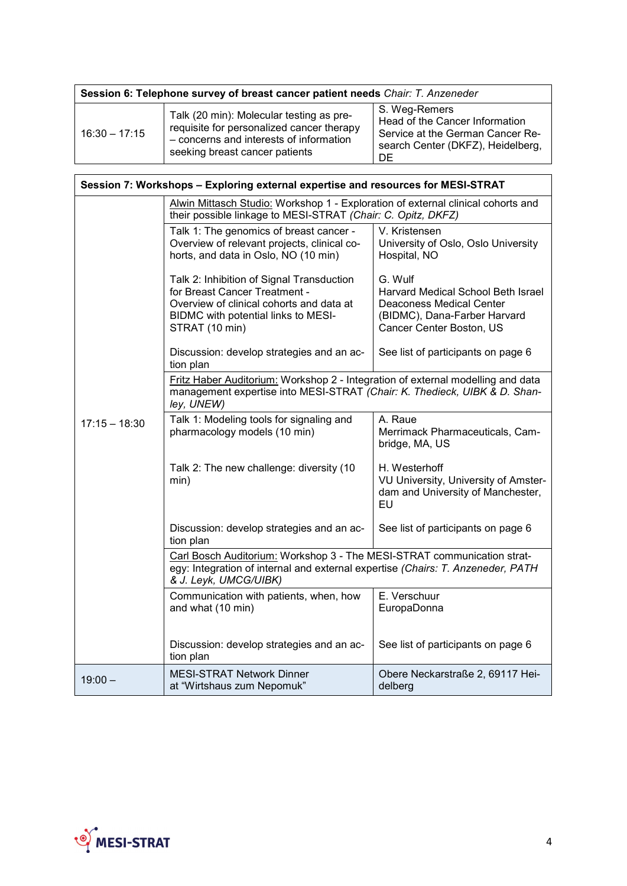| **Session 6: Telephone survey of breast cancer patient needs** *Chair: T. Anzeneder* | | |
|---|---|---|
| 16:30 – 17:15 | Talk (20 min): Molecular testing as pre-requisite for personalized cancer therapy – concerns and interests of information seeking breast cancer patients | S. Weg-Remers<br>Head of the Cancer Information Service at the German Cancer Research Center (DKFZ), Heidelberg, DE |

| **Session 7: Workshops – Exploring external expertise and resources for MESI-STRAT** | | |
|---|---|---|
| 17:15 – 18:30 | Alwin Mittasch Studio: Workshop 1 - Exploration of external clinical cohorts and their possible linkage to MESI-STRAT *(Chair: C. Opitz, DKFZ)* | |
| | Talk 1: The genomics of breast cancer - Overview of relevant projects, clinical cohorts, and data in Oslo, NO (10 min) | V. Kristensen<br>University of Oslo, Oslo University Hospital, NO |
| | Talk 2: Inhibition of Signal Transduction for Breast Cancer Treatment - Overview of clinical cohorts and data at BIDMC with potential links to MESI-STRAT (10 min) | G. Wulf<br>Harvard Medical School Beth Israel Deaconess Medical Center (BIDMC), Dana-Farber Harvard Cancer Center Boston, US |
| | Discussion: develop strategies and an action plan | See list of participants on page 6 |
| | Fritz Haber Auditorium: Workshop 2 - Integration of external modelling and data management expertise into MESI-STRAT *(Chair: K. Thedieck, UIBK & D. Shanley, UNEW)* | |
| | Talk 1: Modeling tools for signaling and pharmacology models (10 min) | A. Raue<br>Merrimack Pharmaceuticals, Cambridge, MA, US |
| | Talk 2: The new challenge: diversity (10 min) | H. Westerhoff<br>VU University, University of Amsterdam and University of Manchester, EU |
| | Discussion: develop strategies and an action plan | See list of participants on page 6 |
| | Carl Bosch Auditorium: Workshop 3 - The MESI-STRAT communication strategy: Integration of internal and external expertise *(Chairs: T. Anzeneder, PATH & J. Leyk, UMCG/UIBK)* | |
| | Communication with patients, when, how and what (10 min) | E. Verschuur<br>EuropaDonna |
| | Discussion: develop strategies and an action plan | See list of participants on page 6 |
| 19:00 – | MESI-STRAT Network Dinner at "Wirtshaus zum Nepomuk" | Obere Neckarstraße 2, 69117 Heidelberg |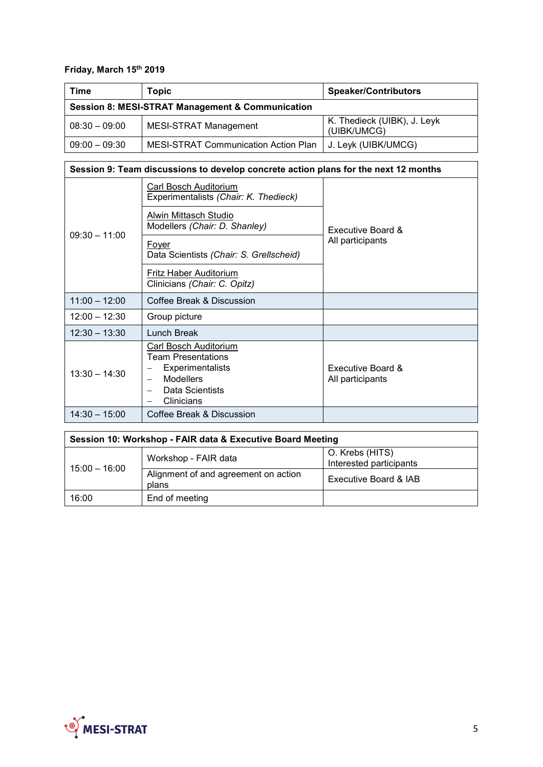**Friday, March 15th 2019**

| Time | Topic | Speaker/Contributors |
|---|---|---|
| **Session 8: MESI-STRAT Management & Communication** | | |
| 08:30 – 09:00 | MESI-STRAT Management | K. Thedieck (UIBK), J. Leyk (UIBK/UMCG) |
| 09:00 – 09:30 | MESI-STRAT Communication Action Plan | J. Leyk (UIBK/UMCG) |

| **Session 9: Team discussions to develop concrete action plans for the next 12 months** | | |
|---|---|---|
| 09:30 – 11:00 | Carl Bosch Auditorium<br>Experimentalists *(Chair: K. Thedieck)* | Executive Board & All participants |
| | Alwin Mittasch Studio<br>Modellers *(Chair: D. Shanley)* | |
| | Foyer<br>Data Scientists *(Chair: S. Grellscheid)* | |
| | Fritz Haber Auditorium<br>Clinicians *(Chair: C. Opitz)* | |
| 11:00 – 12:00 | Coffee Break & Discussion | |
| 12:00 – 12:30 | Group picture | |
| 12:30 – 13:30 | Lunch Break | |
| 13:30 – 14:30 | Carl Bosch Auditorium<br>Team Presentations<br>– Experimentalists<br>– Modellers<br>– Data Scientists<br>– Clinicians | Executive Board & All participants |
| 14:30 – 15:00 | Coffee Break & Discussion | |

| **Session 10: Workshop - FAIR data & Executive Board Meeting** | | |
|---|---|---|
| 15:00 – 16:00 | Workshop - FAIR data | O. Krebs (HITS)<br>Interested participants |
| | Alignment of and agreement on action plans | Executive Board & IAB |
| 16:00 | End of meeting | |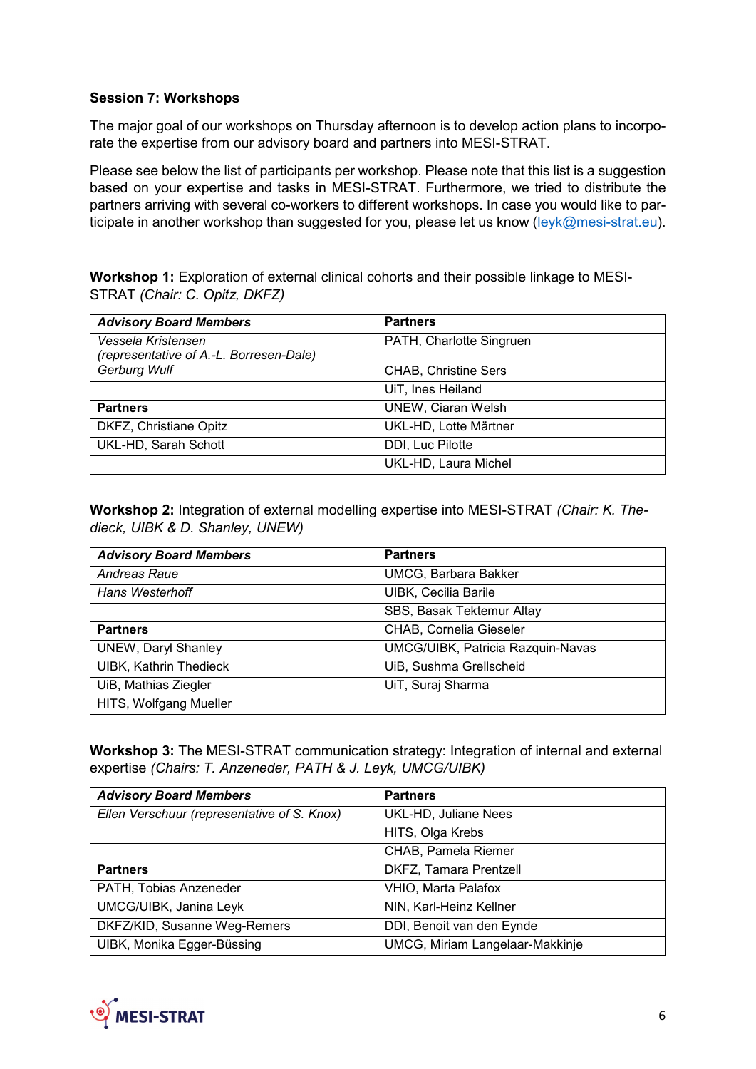**Session 7: Workshops**

The major goal of our workshops on Thursday afternoon is to develop action plans to incorporate the expertise from our advisory board and partners into MESI-STRAT.

Please see below the list of participants per workshop. Please note that this list is a suggestion based on your expertise and tasks in MESI-STRAT. Furthermore, we tried to distribute the partners arriving with several co-workers to different workshops. In case you would like to participate in another workshop than suggested for you, please let us know (leyk@mesi-strat.eu).

**Workshop 1:** Exploration of external clinical cohorts and their possible linkage to MESI-STRAT *(Chair: C. Opitz, DKFZ)*

| ***Advisory Board Members*** | **Partners** |
|---|---|
| *Vessela Kristensen (representative of A.-L. Borresen-Dale)* | PATH, Charlotte Singruen |
| *Gerburg Wulf* | CHAB, Christine Sers |
| | UiT, Ines Heiland |
| **Partners** | UNEW, Ciaran Welsh |
| DKFZ, Christiane Opitz | UKL-HD, Lotte Märtner |
| UKL-HD, Sarah Schott | DDI, Luc Pilotte |
| | UKL-HD, Laura Michel |

**Workshop 2:** Integration of external modelling expertise into MESI-STRAT *(Chair: K. Thedieck, UIBK & D. Shanley, UNEW)*

| ***Advisory Board Members*** | **Partners** |
|---|---|
| *Andreas Raue* | UMCG, Barbara Bakker |
| *Hans Westerhoff* | UIBK, Cecilia Barile |
| | SBS, Basak Tektemur Altay |
| **Partners** | CHAB, Cornelia Gieseler |
| UNEW, Daryl Shanley | UMCG/UIBK, Patricia Razquin-Navas |
| UIBK, Kathrin Thedieck | UiB, Sushma Grellscheid |
| UiB, Mathias Ziegler | UiT, Suraj Sharma |
| HITS, Wolfgang Mueller | |

**Workshop 3:** The MESI-STRAT communication strategy: Integration of internal and external expertise *(Chairs: T. Anzeneder, PATH & J. Leyk, UMCG/UIBK)*

| ***Advisory Board Members*** | **Partners** |
|---|---|
| *Ellen Verschuur (representative of S. Knox)* | UKL-HD, Juliane Nees |
| | HITS, Olga Krebs |
| | CHAB, Pamela Riemer |
| **Partners** | DKFZ, Tamara Prentzell |
| PATH, Tobias Anzeneder | VHIO, Marta Palafox |
| UMCG/UIBK, Janina Leyk | NIN, Karl-Heinz Kellner |
| DKFZ/KID, Susanne Weg-Remers | DDI, Benoit van den Eynde |
| UIBK, Monika Egger-Büssing | UMCG, Miriam Langelaar-Makkinje |